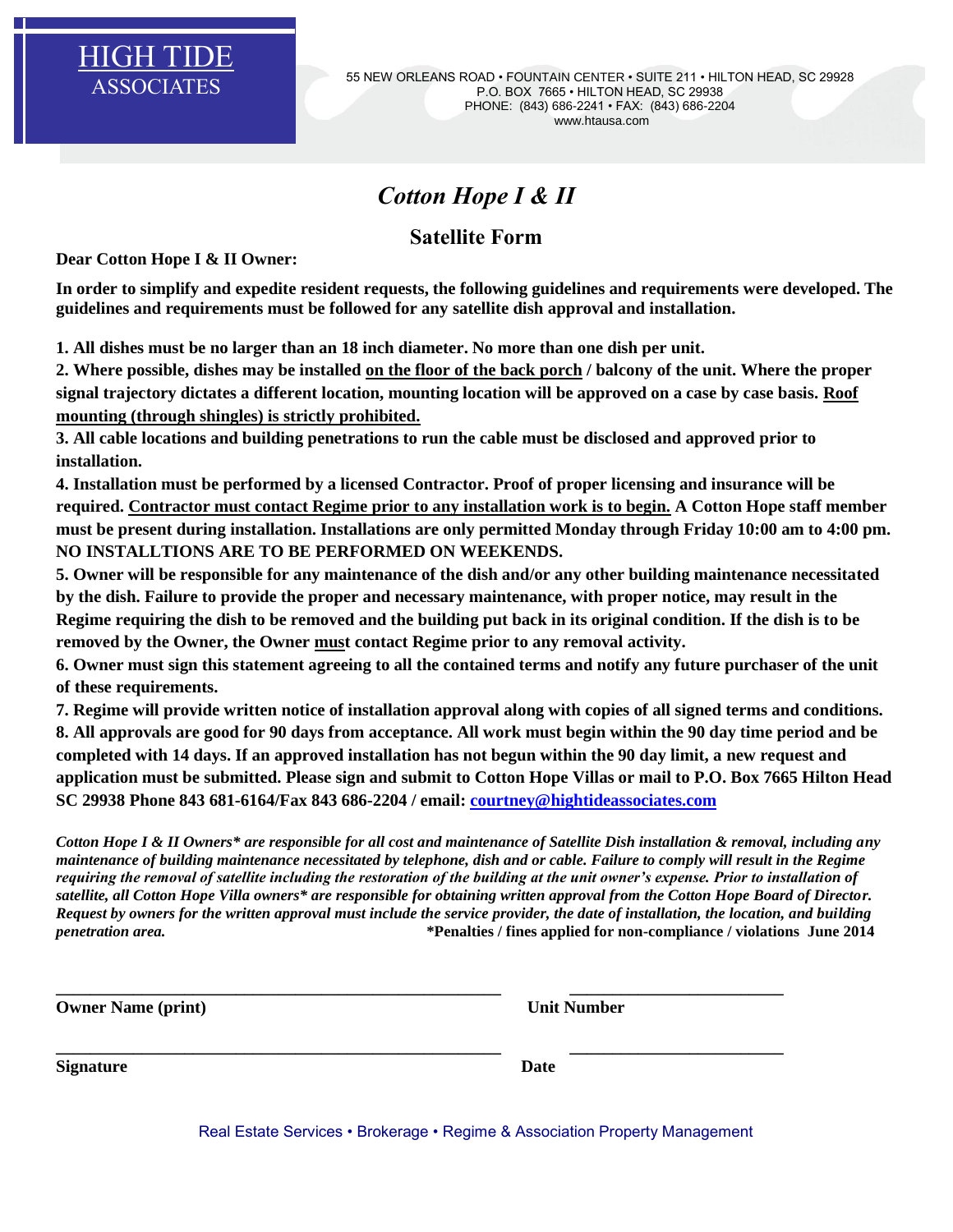HIGH TIDE
ASSOCIATES

55 NEW ORLEANS ROAD • FOUNTAIN CENTER • SUITE 211 • HILTON HEAD, SC 29928
P.O. BOX 7665 • HILTON HEAD, SC 29938
PHONE: (843) 686-2241 • FAX: (843) 686-2204
www.htausa.com

# *Cotton Hope I & II*

## Satellite Form

**Dear Cotton Hope I & II Owner:**

**In order to simplify and expedite resident requests, the following guidelines and requirements were developed. The guidelines and requirements must be followed for any satellite dish approval and installation.**

**1. All dishes must be no larger than an 18 inch diameter. No more than one dish per unit.**

**2. Where possible, dishes may be installed <u>on the floor of the back porch</u> / balcony of the unit. Where the proper signal trajectory dictates a different location, mounting location will be approved on a case by case basis. <u>Roof mounting (through shingles) is strictly prohibited.</u>**

**3. All cable locations and building penetrations to run the cable must be disclosed and approved prior to installation.**

**4. Installation must be performed by a licensed Contractor. Proof of proper licensing and insurance will be required. <u>Contractor must contact Regime prior to any installation work is to begin.</u> A Cotton Hope staff member must be present during installation. Installations are only permitted Monday through Friday 10:00 am to 4:00 pm. NO INSTALLTIONS ARE TO BE PERFORMED ON WEEKENDS.**

**5. Owner will be responsible for any maintenance of the dish and/or any other building maintenance necessitated by the dish. Failure to provide the proper and necessary maintenance, with proper notice, may result in the Regime requiring the dish to be removed and the building put back in its original condition. If the dish is to be removed by the Owner, the Owner <u>mus</u>t contact Regime prior to any removal activity.**

**6. Owner must sign this statement agreeing to all the contained terms and notify any future purchaser of the unit of these requirements.**

**7. Regime will provide written notice of installation approval along with copies of all signed terms and conditions.**

**8. All approvals are good for 90 days from acceptance. All work must begin within the 90 day time period and be completed with 14 days. If an approved installation has not begun within the 90 day limit, a new request and application must be submitted. Please sign and submit to Cotton Hope Villas or mail to P.O. Box 7665 Hilton Head SC 29938 Phone 843 681-6164/Fax 843 686-2204 / email: <u>courtney@hightideassociates.com</u>**

***Cotton Hope I & II Owners\* are responsible for all cost and maintenance of Satellite Dish installation & removal, including any maintenance of building maintenance necessitated by telephone, dish and or cable. Failure to comply will result in the Regime requiring the removal of satellite including the restoration of the building at the unit owner's expense. Prior to installation of satellite, all Cotton Hope Villa owners\* are responsible for obtaining written approval from the Cotton Hope Board of Director. Request by owners for the written approval must include the service provider, the date of installation, the location, and building penetration area.*** **\*Penalties / fines applied for non-compliance / violations June 2014**

\_\_\_\_\_\_\_\_\_\_\_\_\_\_\_\_\_\_\_\_\_\_\_\_\_\_\_\_\_\_\_\_\_\_\_\_\_\_\_\_ \_\_\_\_\_\_\_\_\_\_\_\_\_\_\_\_\_\_\_\_\_\_\_\_

**Owner Name (print)** **Unit Number**

\_\_\_\_\_\_\_\_\_\_\_\_\_\_\_\_\_\_\_\_\_\_\_\_\_\_\_\_\_\_\_\_\_\_\_\_\_\_\_\_ \_\_\_\_\_\_\_\_\_\_\_\_\_\_\_\_\_\_\_\_\_\_\_\_

**Signature** **Date**

Real Estate Services • Brokerage • Regime & Association Property Management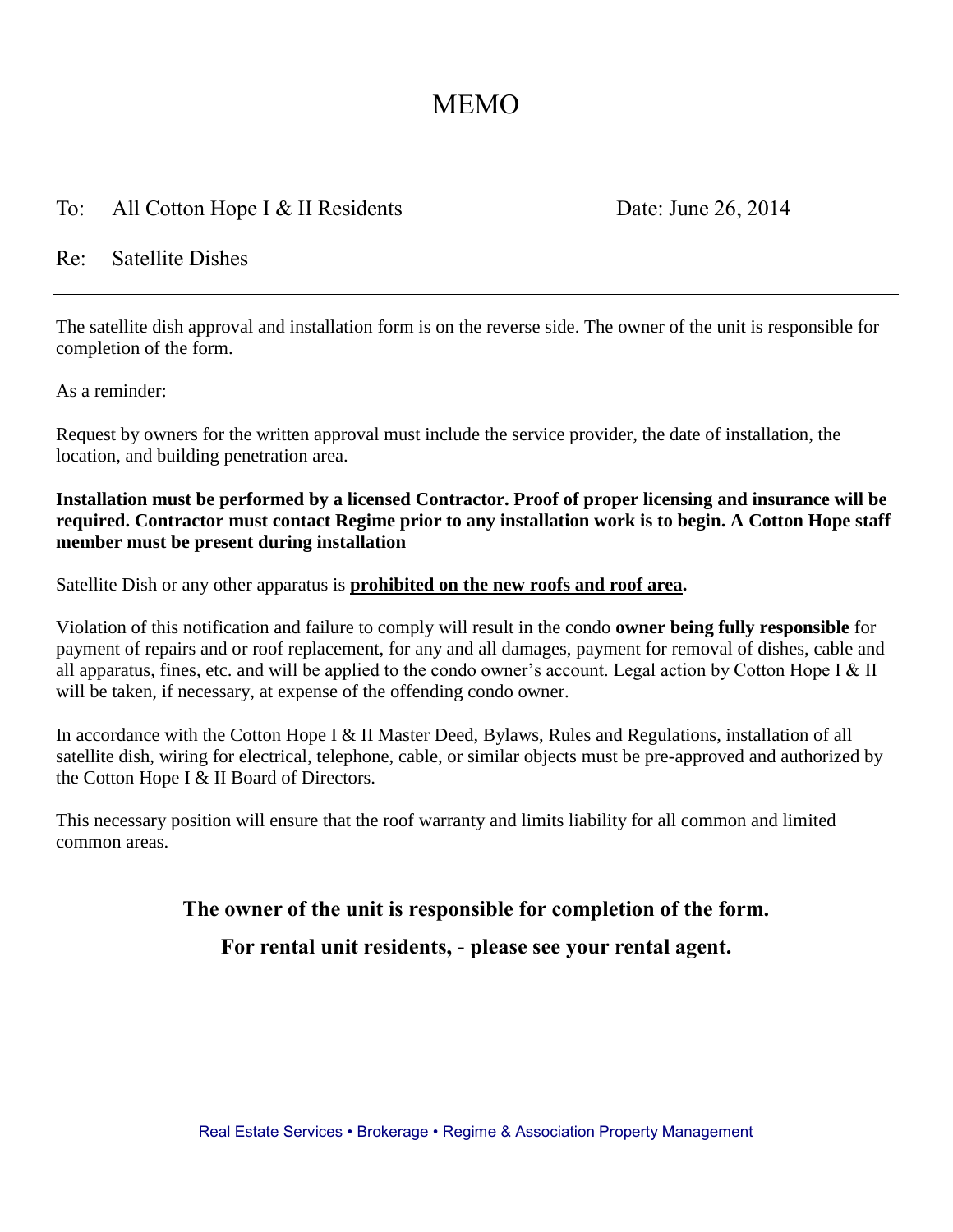# MEMO

To: All Cotton Hope I & II Residents

Date: June 26, 2014

Re: Satellite Dishes

---

The satellite dish approval and installation form is on the reverse side. The owner of the unit is responsible for completion of the form.

As a reminder:

Request by owners for the written approval must include the service provider, the date of installation, the location, and building penetration area.

**Installation must be performed by a licensed Contractor. Proof of proper licensing and insurance will be required. Contractor must contact Regime prior to any installation work is to begin. A Cotton Hope staff member must be present during installation**

Satellite Dish or any other apparatus is **<u>prohibited on the new roofs and roof area</u>.**

Violation of this notification and failure to comply will result in the condo **owner being fully responsible** for payment of repairs and or roof replacement, for any and all damages, payment for removal of dishes, cable and all apparatus, fines, etc. and will be applied to the condo owner's account. Legal action by Cotton Hope I & II will be taken, if necessary, at expense of the offending condo owner.

In accordance with the Cotton Hope I & II Master Deed, Bylaws, Rules and Regulations, installation of all satellite dish, wiring for electrical, telephone, cable, or similar objects must be pre-approved and authorized by the Cotton Hope I & II Board of Directors.

This necessary position will ensure that the roof warranty and limits liability for all common and limited common areas.

**The owner of the unit is responsible for completion of the form.**

**For rental unit residents, - please see your rental agent.**

Real Estate Services • Brokerage • Regime & Association Property Management